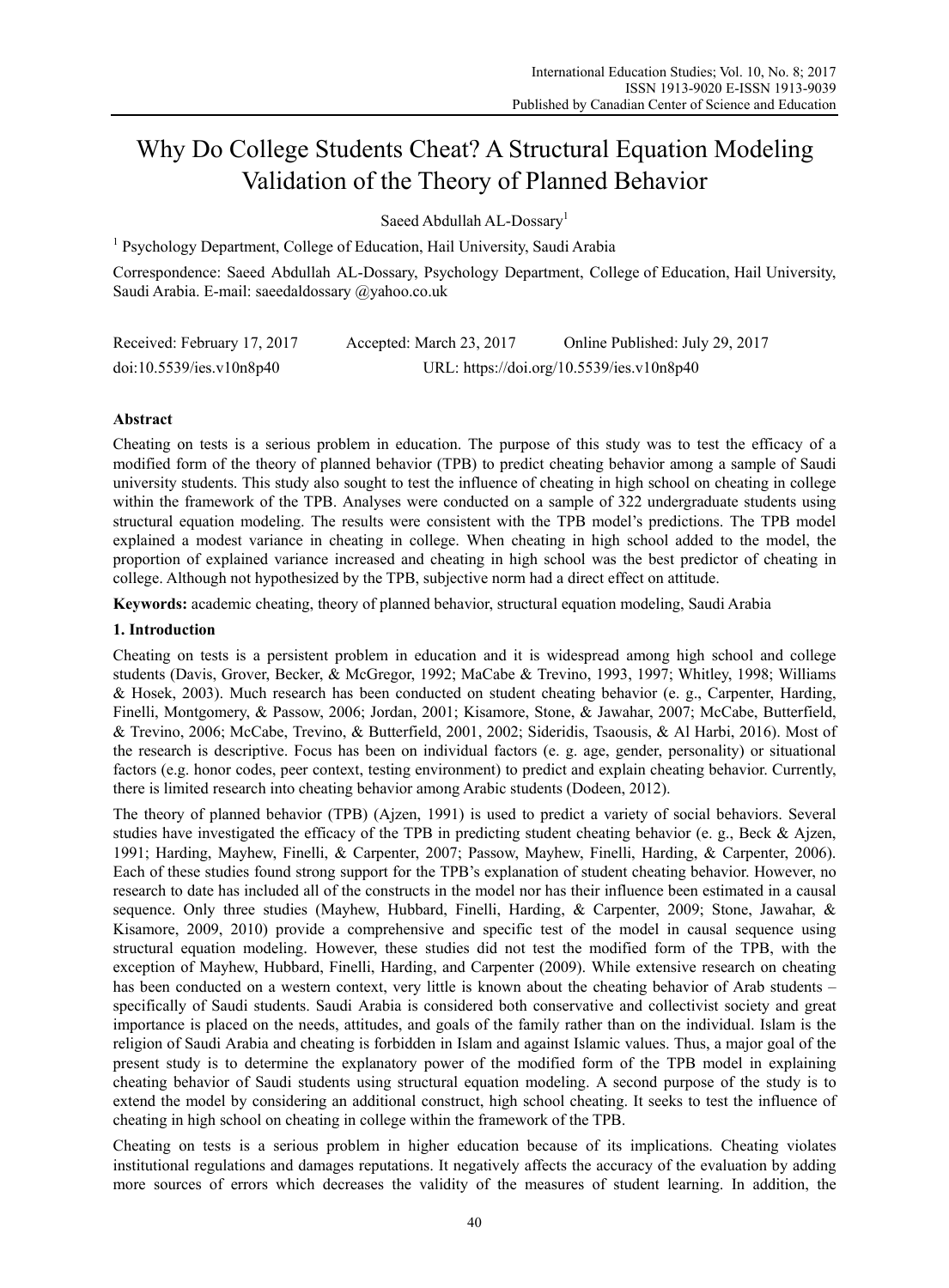# Why Do College Students Cheat? A Structural Equation Modeling Validation of the Theory of Planned Behavior

Saeed Abdullah AL-Dossary[1]

[1] Psychology Department, College of Education, Hail University, Saudi Arabia

Correspondence: Saeed Abdalluh AL-Dossary, Psychology Department, College of Education, Hail University, Saudi Arabia. E-mail: saeedaldossary @yahoo.co.uk

Received: February 17, 2017 Accepted: March 23, 2017 Online Published: July 29, 2017

doi:10.5539/ies.v10n8p40 URL: https://doi.org/10.5539/ies.v10n8p40

## Abstract

Cheating on tests is a serious problem in education. The purpose of this study was to test the efficacy of a modified form of the theory of planned behavior (TPB) to predict cheating behavior among a sample of Saudi university students. This study also sought to test the influence of cheating in high school on cheating in college within the framework of the TPB. Analyses were conducted on a sample of 322 undergraduate students using structural equation modeling. The results were consistent with the TPB model's predictions. The TPB model explained a modest variance in cheating in college. When cheating in high school added to the model, the proportion of explained variance increased and cheating in high school was the best predictor of cheating in college. Although not hypothesized by the TPB, subjective norm had a direct effect on attitude.

**Keywords:** academic cheating, theory of planned behavior, structural equation modeling, Saudi Arabia

## 1. Introduction

Cheating on tests is a persistent problem in education and it is widespread among high school and college students (Davis, Grover, Becker, & McGregor, 1992; MaCabe & Trevino, 1993, 1997; Whitley, 1998; Williams & Hosek, 2003). Much research has been conducted on student cheating behavior (e. g., Carpenter, Harding, Finelli, Montgomery, & Passow, 2006; Jordan, 2001; Kisamore, Stone, & Jawahar, 2007; McCabe, Butterfield, & Trevino, 2006; McCabe, Trevino, & Butterfield, 2001, 2002; Sideridis, Tsaousis, & Al Harbi, 2016). Most of the research is descriptive. Focus has been on individual factors (e. g. age, gender, personality) or situational factors (e.g. honor codes, peer context, testing environment) to predict and explain cheating behavior. Currently, there is limited research into cheating behavior among Arabic students (Dodeen, 2012).

The theory of planned behavior (TPB) (Ajzen, 1991) is used to predict a variety of social behaviors. Several studies have investigated the efficacy of the TPB in predicting student cheating behavior (e. g., Beck & Ajzen, 1991; Harding, Mayhew, Finelli, & Carpenter, 2007; Passow, Mayhew, Finelli, Harding, & Carpenter, 2006). Each of these studies found strong support for the TPB's explanation of student cheating behavior. However, no research to date has included all of the constructs in the model nor has their influence been estimated in a causal sequence. Only three studies (Mayhew, Hubbard, Finelli, Harding, & Carpenter, 2009; Stone, Jawahar, & Kisamore, 2009, 2010) provide a comprehensive and specific test of the model in causal sequence using structural equation modeling. However, these studies did not test the modified form of the TPB, with the exception of Mayhew, Hubbard, Finelli, Harding, and Carpenter (2009). While extensive research on cheating has been conducted on a western context, very little is known about the cheating behavior of Arab students – specifically of Saudi students. Saudi Arabia is considered both conservative and collectivist society and great importance is placed on the needs, attitudes, and goals of the family rather than on the individual. Islam is the religion of Saudi Arabia and cheating is forbidden in Islam and against Islamic values. Thus, a major goal of the present study is to determine the explanatory power of the modified form of the TPB model in explaining cheating behavior of Saudi students using structural equation modeling. A second purpose of the study is to extend the model by considering an additional construct, high school cheating. It seeks to test the influence of cheating in high school on cheating in college within the framework of the TPB.

Cheating on tests is a serious problem in higher education because of its implications. Cheating violates institutional regulations and damages reputations. It negatively affects the accuracy of the evaluation by adding more sources of errors which decreases the validity of the measures of student learning. In addition, the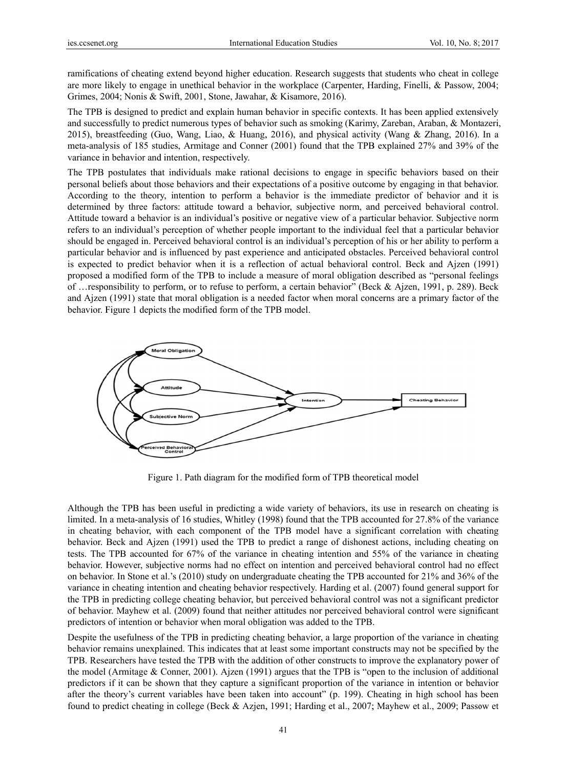ramifications of cheating extend beyond higher education. Research suggests that students who cheat in college are more likely to engage in unethical behavior in the workplace (Carpenter, Harding, Finelli, & Passow, 2004; Grimes, 2004; Nonis & Swift, 2001, Stone, Jawahar, & Kisamore, 2016).

The TPB is designed to predict and explain human behavior in specific contexts. It has been applied extensively and successfully to predict numerous types of behavior such as smoking (Karimy, Zareban, Araban, & Montazeri, 2015), breastfeeding (Guo, Wang, Liao, & Huang, 2016), and physical activity (Wang & Zhang, 2016). In a meta-analysis of 185 studies, Armitage and Conner (2001) found that the TPB explained 27% and 39% of the variance in behavior and intention, respectively.

The TPB postulates that individuals make rational decisions to engage in specific behaviors based on their personal beliefs about those behaviors and their expectations of a positive outcome by engaging in that behavior. According to the theory, intention to perform a behavior is the immediate predictor of behavior and it is determined by three factors: attitude toward a behavior, subjective norm, and perceived behavioral control. Attitude toward a behavior is an individual's positive or negative view of a particular behavior. Subjective norm refers to an individual's perception of whether people important to the individual feel that a particular behavior should be engaged in. Perceived behavioral control is an individual's perception of his or her ability to perform a particular behavior and is influenced by past experience and anticipated obstacles. Perceived behavioral control is expected to predict behavior when it is a reflection of actual behavioral control. Beck and Ajzen (1991) proposed a modified form of the TPB to include a measure of moral obligation described as "personal feelings of …responsibility to perform, or to refuse to perform, a certain behavior" (Beck & Ajzen, 1991, p. 289). Beck and Ajzen (1991) state that moral obligation is a needed factor when moral concerns are a primary factor of the behavior. Figure 1 depicts the modified form of the TPB model.

Figure 1. Path diagram for the modified form of TPB theoretical model

Although the TPB has been useful in predicting a wide variety of behaviors, its use in research on cheating is limited. In a meta-analysis of 16 studies, Whitley (1998) found that the TPB accounted for 27.8% of the variance in cheating behavior, with each component of the TPB model have a significant correlation with cheating behavior. Beck and Ajzen (1991) used the TPB to predict a range of dishonest actions, including cheating on tests. The TPB accounted for 67% of the variance in cheating intention and 55% of the variance in cheating behavior. However, subjective norms had no effect on intention and perceived behavioral control had no effect on behavior. In Stone et al.'s (2010) study on undergraduate cheating the TPB accounted for 21% and 36% of the variance in cheating intention and cheating behavior respectively. Harding et al. (2007) found general support for the TPB in predicting college cheating behavior, but perceived behavioral control was not a significant predictor of behavior. Mayhew et al. (2009) found that neither attitudes nor perceived behavioral control were significant predictors of intention or behavior when moral obligation was added to the TPB.

Despite the usefulness of the TPB in predicting cheating behavior, a large proportion of the variance in cheating behavior remains unexplained. This indicates that at least some important constructs may not be specified by the TPB. Researchers have tested the TPB with the addition of other constructs to improve the explanatory power of the model (Armitage & Conner, 2001). Ajzen (1991) argues that the TPB is "open to the inclusion of additional predictors if it can be shown that they capture a significant proportion of the variance in intention or behavior after the theory's current variables have been taken into account" (p. 199). Cheating in high school has been found to predict cheating in college (Beck & Azjen, 1991; Harding et al., 2007; Mayhew et al., 2009; Passow et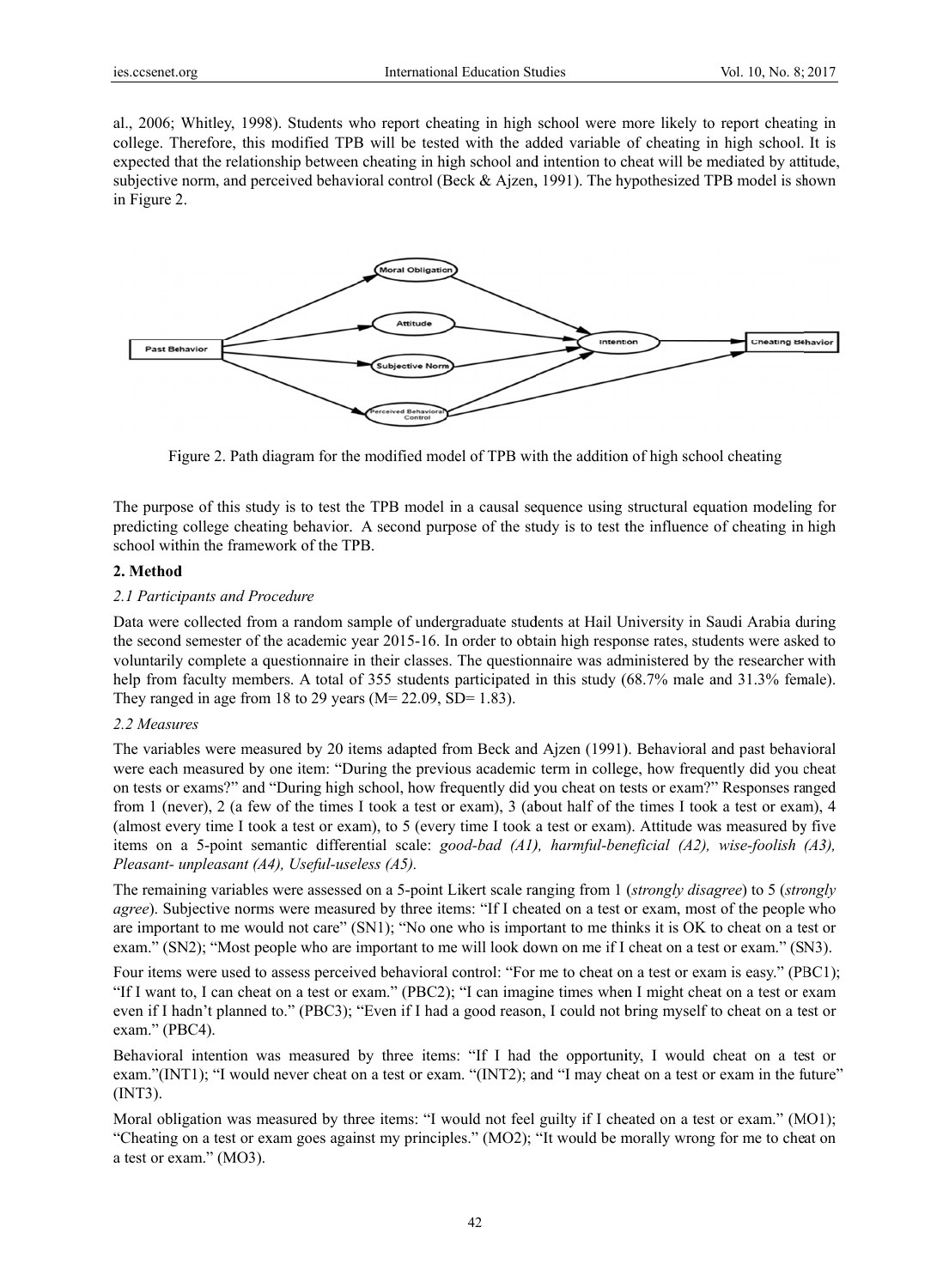al., 2006; Whitley, 1998). Students who report cheating in high school were more likely to report cheating in college. Therefore, this modified TPB will be tested with the added variable of cheating in high school. It is expected that the relationship between cheating in high school and intention to cheat will be mediated by attitude, subjective norm, and perceived behavioral control (Beck & Ajzen, 1991). The hypothesized TPB model is shown in Figure 2.

Figure 2. Path diagram for the modified model of TPB with the addition of high school cheating

The purpose of this study is to test the TPB model in a causal sequence using structural equation modeling for predicting college cheating behavior. A second purpose of the study is to test the influence of cheating in high school within the framework of the TPB.

## 2. Method

### 2.1 Participants and Procedure

Data were collected from a random sample of undergraduate students at Hail University in Saudi Arabia during the second semester of the academic year 2015-16. In order to obtain high response rates, students were asked to voluntarily complete a questionnaire in their classes. The questionnaire was administered by the researcher with help from faculty members. A total of 355 students participated in this study (68.7% male and 31.3% female). They ranged in age from 18 to 29 years (M= 22.09, SD= 1.83).

### 2.2 Measures

The variables were measured by 20 items adapted from Beck and Ajzen (1991). Behavioral and past behavioral were each measured by one item: "During the previous academic term in college, how frequently did you cheat on tests or exams?" and "During high school, how frequently did you cheat on tests or exam?" Responses ranged from 1 (never), 2 (a few of the times I took a test or exam), 3 (about half of the times I took a test or exam), 4 (almost every time I took a test or exam), to 5 (every time I took a test or exam). Attitude was measured by five items on a 5-point semantic differential scale: *good-bad (A1), harmful-beneficial (A2), wise-foolish (A3), Pleasant- unpleasant (A4), Useful-useless (A5).*

The remaining variables were assessed on a 5-point Likert scale ranging from 1 (*strongly disagree*) to 5 (*strongly agree*). Subjective norms were measured by three items: "If I cheated on a test or exam, most of the people who are important to me would not care" (SN1); "No one who is important to me thinks it is OK to cheat on a test or exam." (SN2); "Most people who are important to me will look down on me if I cheat on a test or exam." (SN3).

Four items were used to assess perceived behavioral control: "For me to cheat on a test or exam is easy." (PBC1); "If I want to, I can cheat on a test or exam." (PBC2); "I can imagine times when I might cheat on a test or exam even if I hadn't planned to." (PBC3); "Even if I had a good reason, I could not bring myself to cheat on a test or exam." (PBC4).

Behavioral intention was measured by three items: "If I had the opportunity, I would cheat on a test or exam."(INT1); "I would never cheat on a test or exam. "(INT2); and "I may cheat on a test or exam in the future" (INT3).

Moral obligation was measured by three items: "I would not feel guilty if I cheated on a test or exam." (MO1); "Cheating on a test or exam goes against my principles." (MO2); "It would be morally wrong for me to cheat on a test or exam." (MO3).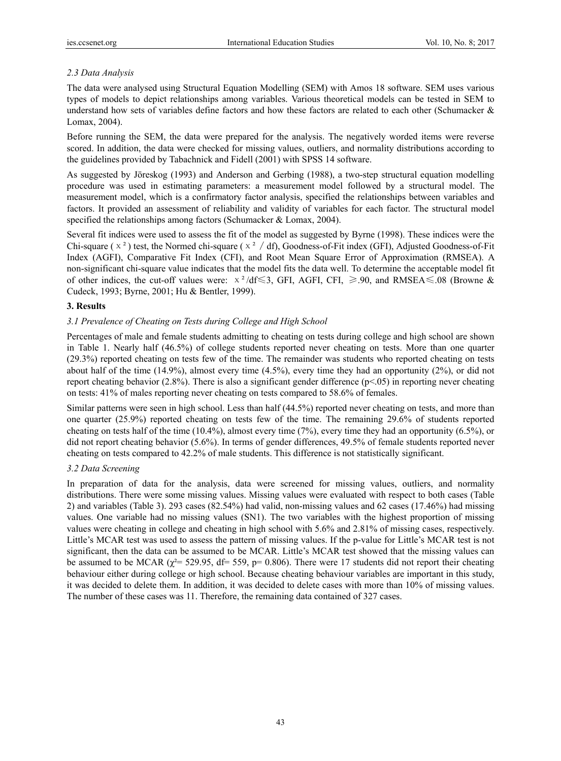### *2.3 Data Analysis*

The data were analysed using Structural Equation Modelling (SEM) with Amos 18 software. SEM uses various types of models to depict relationships among variables. Various theoretical models can be tested in SEM to understand how sets of variables define factors and how these factors are related to each other (Schumacker & Lomax, 2004).

Before running the SEM, the data were prepared for the analysis. The negatively worded items were reverse scored. In addition, the data were checked for missing values, outliers, and normality distributions according to the guidelines provided by Tabachnick and Fidell (2001) with SPSS 14 software.

As suggested by Jöreskog (1993) and Anderson and Gerbing (1988), a two-step structural equation modelling procedure was used in estimating parameters: a measurement model followed by a structural model. The measurement model, which is a confirmatory factor analysis, specified the relationships between variables and factors. It provided an assessment of reliability and validity of variables for each factor. The structural model specified the relationships among factors (Schumacker & Lomax, 2004).

Several fit indices were used to assess the fit of the model as suggested by Byrne (1998). These indices were the Chi-square ( $\chi^2$ ) test, the Normed chi-square ( $\chi^2$ / df), Goodness-of-Fit index (GFI), Adjusted Goodness-of-Fit Index (AGFI), Comparative Fit Index (CFI), and Root Mean Square Error of Approximation (RMSEA). A non-significant chi-square value indicates that the model fits the data well. To determine the acceptable model fit of other indices, the cut-off values were: $\chi^2/df \leqslant 3$, GFI, AGFI, CFI, $\geqslant .90$, and RMSEA$\leqslant .08$ (Browne & Cudeck, 1993; Byrne, 2001; Hu & Bentler, 1999).

## 3. Results

### *3.1 Prevalence of Cheating on Tests during College and High School*

Percentages of male and female students admitting to cheating on tests during college and high school are shown in Table 1. Nearly half (46.5%) of college students reported never cheating on tests. More than one quarter (29.3%) reported cheating on tests few of the time. The remainder was students who reported cheating on tests about half of the time (14.9%), almost every time (4.5%), every time they had an opportunity (2%), or did not report cheating behavior (2.8%). There is also a significant gender difference ($p<.05$) in reporting never cheating on tests: 41% of males reporting never cheating on tests compared to 58.6% of females.

Similar patterns were seen in high school. Less than half (44.5%) reported never cheating on tests, and more than one quarter (25.9%) reported cheating on tests few of the time. The remaining 29.6% of students reported cheating on tests half of the time (10.4%), almost every time (7%), every time they had an opportunity (6.5%), or did not report cheating behavior (5.6%). In terms of gender differences, 49.5% of female students reported never cheating on tests compared to 42.2% of male students. This difference is not statistically significant.

### *3.2 Data Screening*

In preparation of data for the analysis, data were screened for missing values, outliers, and normality distributions. There were some missing values. Missing values were evaluated with respect to both cases (Table 2) and variables (Table 3). 293 cases (82.54%) had valid, non-missing values and 62 cases (17.46%) had missing values. One variable had no missing values (SN1). The two variables with the highest proportion of missing values were cheating in college and cheating in high school with 5.6% and 2.81% of missing cases, respectively. Little's MCAR test was used to assess the pattern of missing values. If the p-value for Little's MCAR test is not significant, then the data can be assumed to be MCAR. Little's MCAR test showed that the missing values can be assumed to be MCAR ($\chi^2$= 529.95, df= 559, p= 0.806). There were 17 students did not report their cheating behaviour either during college or high school. Because cheating behaviour variables are important in this study, it was decided to delete them. In addition, it was decided to delete cases with more than 10% of missing values. The number of these cases was 11. Therefore, the remaining data contained of 327 cases.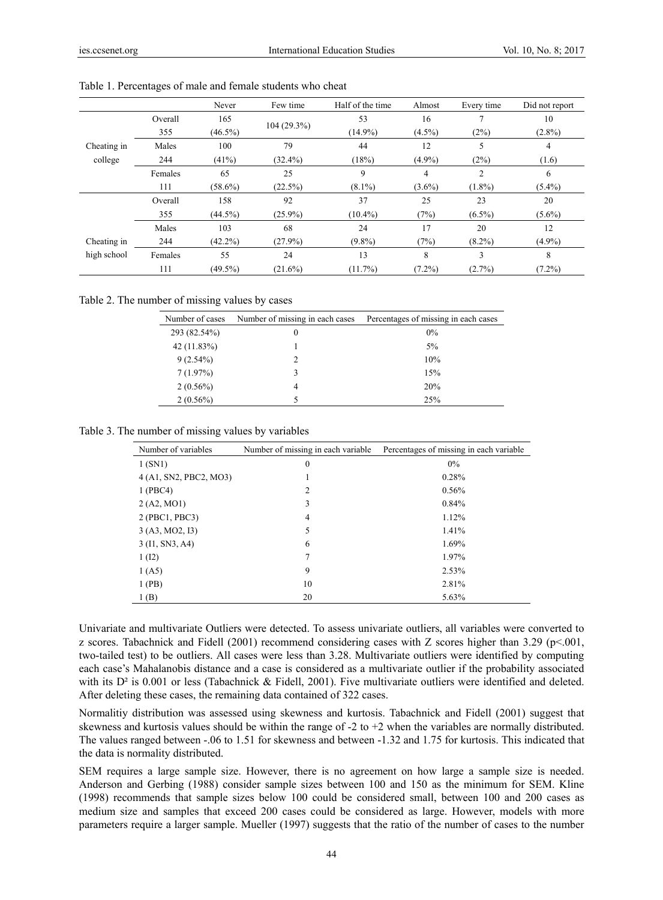Table 1. Percentages of male and female students who cheat

| | | Never | Few time | Half of the time | Almost | Every time | Did not report |
|---|---|---|---|---|---|---|---|
| Cheating in college | Overall 355 | 165 (46.5%) | 104 (29.3%) | 53 (14.9%) | 16 (4.5%) | 7 (2%) | 10 (2.8%) |
| | Males 244 | 100 (41%) | 79 (32.4%) | 44 (18%) | 12 (4.9%) | 5 (2%) | 4 (1.6) |
| | Females 111 | 65 (58.6%) | 25 (22.5%) | 9 (8.1%) | 4 (3.6%) | 2 (1.8%) | 6 (5.4%) |
| Cheating in high school | Overall 355 | 158 (44.5%) | 92 (25.9%) | 37 (10.4%) | 25 (7%) | 23 (6.5%) | 20 (5.6%) |
| | Males 244 | 103 (42.2%) | 68 (27.9%) | 24 (9.8%) | 17 (7%) | 20 (8.2%) | 12 (4.9%) |
| | Females 111 | 55 (49.5%) | 24 (21.6%) | 13 (11.7%) | 8 (7.2%) | 3 (2.7%) | 8 (7.2%) |

Table 2. The number of missing values by cases

| Number of cases | Number of missing in each cases | Percentages of missing in each cases |
|---|---|---|
| 293 (82.54%) | 0 | 0% |
| 42 (11.83%) | 1 | 5% |
| 9 (2.54%) | 2 | 10% |
| 7 (1.97%) | 3 | 15% |
| 2 (0.56%) | 4 | 20% |
| 2 (0.56%) | 5 | 25% |

Table 3. The number of missing values by variables

| Number of variables | Number of missing in each variable | Percentages of missing in each variable |
|---|---|---|
| 1 (SN1) | 0 | 0% |
| 4 (A1, SN2, PBC2, MO3) | 1 | 0.28% |
| 1 (PBC4) | 2 | 0.56% |
| 2 (A2, MO1) | 3 | 0.84% |
| 2 (PBC1, PBC3) | 4 | 1.12% |
| 3 (A3, MO2, I3) | 5 | 1.41% |
| 3 (I1, SN3, A4) | 6 | 1.69% |
| 1 (I2) | 7 | 1.97% |
| 1 (A5) | 9 | 2.53% |
| 1 (PB) | 10 | 2.81% |
| 1 (B) | 20 | 5.63% |

Univariate and multivariate Outliers were detected. To assess univariate outliers, all variables were converted to z scores. Tabachnick and Fidell (2001) recommend considering cases with Z scores higher than 3.29 ($p<.001$, two-tailed test) to be outliers. All cases were less than 3.28. Multivariate outliers were identified by computing each case's Mahalanobis distance and a case is considered as a multivariate outlier if the probability associated with its $D^2$ is 0.001 or less (Tabachnick & Fidell, 2001). Five multivariate outliers were identified and deleted. After deleting these cases, the remaining data contained of 322 cases.

Normalitiy distribution was assessed using skewness and kurtosis. Tabachnick and Fidell (2001) suggest that skewness and kurtosis values should be within the range of -2 to +2 when the variables are normally distributed. The values ranged between -.06 to 1.51 for skewness and between -1.32 and 1.75 for kurtosis. This indicated that the data is normality distributed.

SEM requires a large sample size. However, there is no agreement on how large a sample size is needed. Anderson and Gerbing (1988) consider sample sizes between 100 and 150 as the minimum for SEM. Kline (1998) recommends that sample sizes below 100 could be considered small, between 100 and 200 cases as medium size and samples that exceed 200 cases could be considered as large. However, models with more parameters require a larger sample. Mueller (1997) suggests that the ratio of the number of cases to the number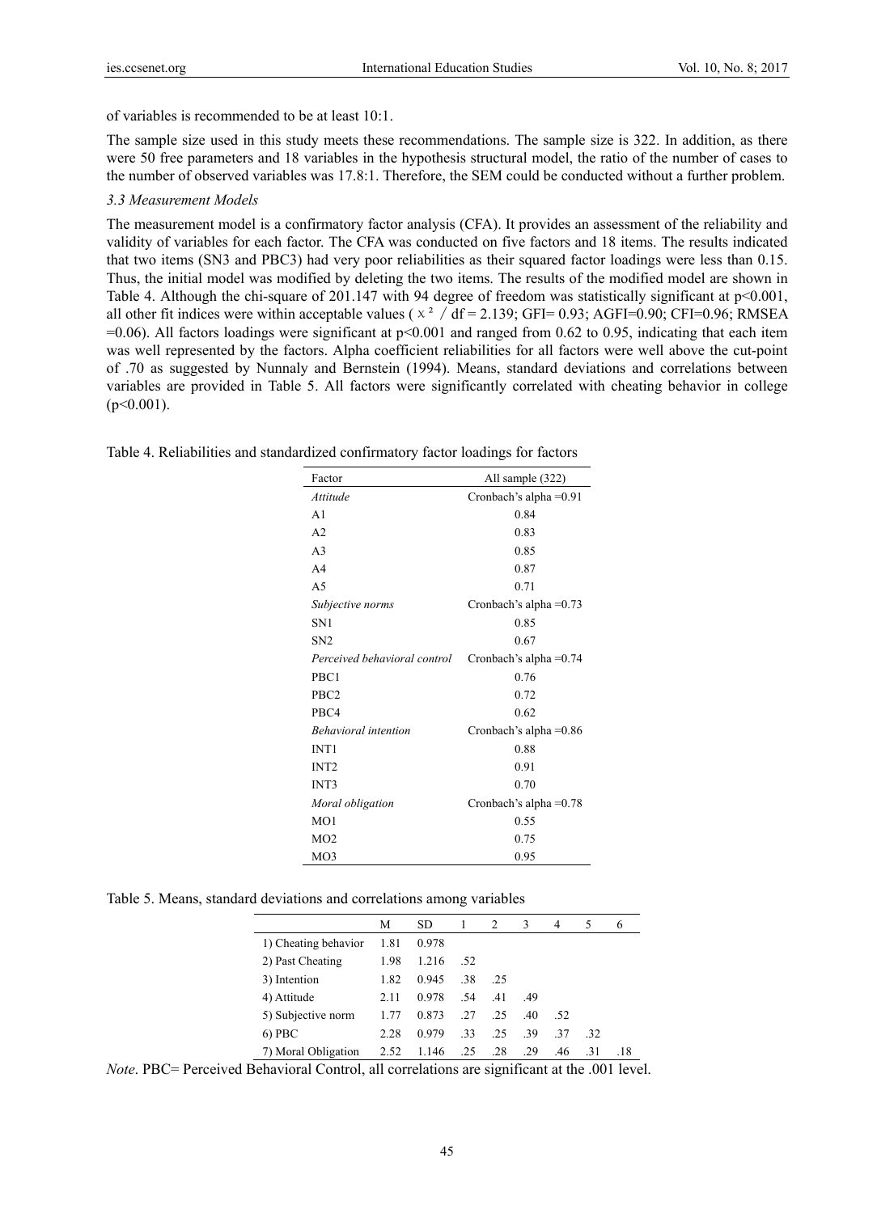of variables is recommended to be at least 10:1.

The sample size used in this study meets these recommendations. The sample size is 322. In addition, as there were 50 free parameters and 18 variables in the hypothesis structural model, the ratio of the number of cases to the number of observed variables was 17.8:1. Therefore, the SEM could be conducted without a further problem.

### *3.3 Measurement Models*

The measurement model is a confirmatory factor analysis (CFA). It provides an assessment of the reliability and validity of variables for each factor. The CFA was conducted on five factors and 18 items. The results indicated that two items (SN3 and PBC3) had very poor reliabilities as their squared factor loadings were less than 0.15. Thus, the initial model was modified by deleting the two items. The results of the modified model are shown in Table 4. Although the chi-square of 201.147 with 94 degree of freedom was statistically significant at $p<0.001$, all other fit indices were within acceptable values ( $\chi^2 / df = 2.139$; GFI= 0.93; AGFI=0.90; CFI=0.96; RMSEA =0.06). All factors loadings were significant at $p<0.001$ and ranged from 0.62 to 0.95, indicating that each item was well represented by the factors. Alpha coefficient reliabilities for all factors were well above the cut-point of .70 as suggested by Nunnaly and Bernstein (1994). Means, standard deviations and correlations between variables are provided in Table 5. All factors were significantly correlated with cheating behavior in college ($p<0.001$).

Table 4. Reliabilities and standardized confirmatory factor loadings for factors

| Factor | All sample (322) |
|---|---|
| *Attitude* | Cronbach's alpha =0.91 |
| A1 | 0.84 |
| A2 | 0.83 |
| A3 | 0.85 |
| A4 | 0.87 |
| A5 | 0.71 |
| *Subjective norms* | Cronbach's alpha =0.73 |
| SN1 | 0.85 |
| SN2 | 0.67 |
| *Perceived behavioral control* | Cronbach's alpha =0.74 |
| PBC1 | 0.76 |
| PBC2 | 0.72 |
| PBC4 | 0.62 |
| *Behavioral intention* | Cronbach's alpha =0.86 |
| INT1 | 0.88 |
| INT2 | 0.91 |
| INT3 | 0.70 |
| *Moral obligation* | Cronbach's alpha =0.78 |
| MO1 | 0.55 |
| MO2 | 0.75 |
| MO3 | 0.95 |

Table 5. Means, standard deviations and correlations among variables

| | M | SD | 1 | 2 | 3 | 4 | 5 | 6 |
|---|---|---|---|---|---|---|---|---|
| 1) Cheating behavior | 1.81 | 0.978 | | | | | | |
| 2) Past Cheating | 1.98 | 1.216 | .52 | | | | | |
| 3) Intention | 1.82 | 0.945 | .38 | .25 | | | | |
| 4) Attitude | 2.11 | 0.978 | .54 | .41 | .49 | | | |
| 5) Subjective norm | 1.77 | 0.873 | .27 | .25 | .40 | .52 | | |
| 6) PBC | 2.28 | 0.979 | .33 | .25 | .39 | .37 | .32 | |
| 7) Moral Obligation | 2.52 | 1.146 | .25 | .28 | .29 | .46 | .31 | .18 |

*Note*. PBC= Perceived Behavioral Control, all correlations are significant at the .001 level.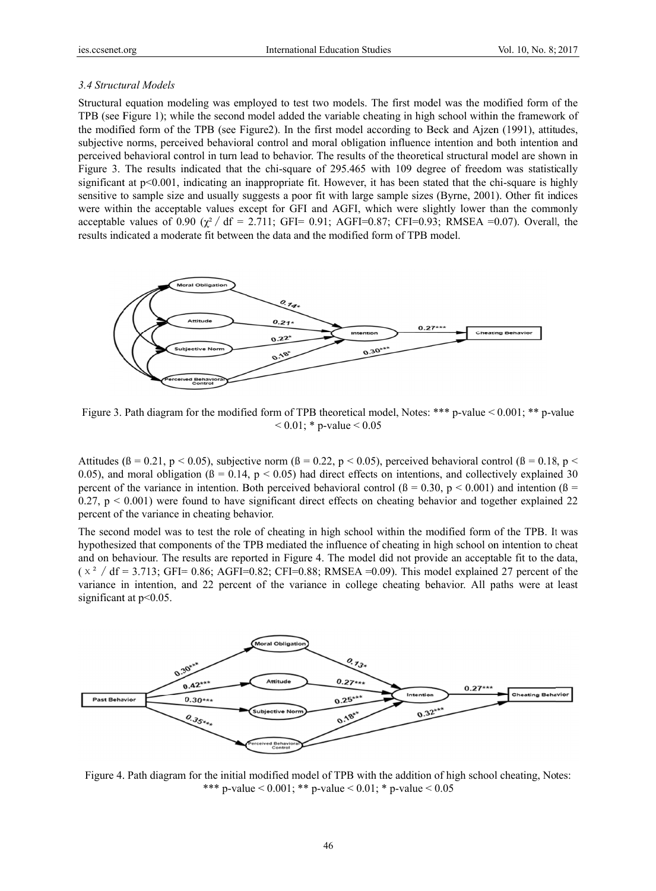### *3.4 Structural Models*

Structural equation modeling was employed to test two models. The first model was the modified form of the TPB (see Figure 1); while the second model added the variable cheating in high school within the framework of the modified form of the TPB (see Figure2). In the first model according to Beck and Ajzen (1991), attitudes, subjective norms, perceived behavioral control and moral obligation influence intention and both intention and perceived behavioral control in turn lead to behavior. The results of the theoretical structural model are shown in Figure 3. The results indicated that the chi-square of 295.465 with 109 degree of freedom was statistically significant at $p<0.001$, indicating an inappropriate fit. However, it has been stated that the chi-square is highly sensitive to sample size and usually suggests a poor fit with large sample sizes (Byrne, 2001). Other fit indices were within the acceptable values except for GFI and AGFI, which were slightly lower than the commonly acceptable values of 0.90 ($\chi^2$ / df = 2.711; GFI= 0.91; AGFI=0.87; CFI=0.93; RMSEA =0.07). Overall, the results indicated a moderate fit between the data and the modified form of TPB model.

Figure 3. Path diagram for the modified form of TPB theoretical model, Notes: *** p-value < 0.001; ** p-value < 0.01; * p-value < 0.05

Attitudes (ß = 0.21, $p < 0.05$), subjective norm (ß = 0.22, $p < 0.05$), perceived behavioral control (ß = 0.18, $p < 0.05$), and moral obligation (ß = 0.14, $p < 0.05$) had direct effects on intentions, and collectively explained 30 percent of the variance in intention. Both perceived behavioral control (ß = 0.30, $p < 0.001$) and intention (ß = 0.27, $p < 0.001$) were found to have significant direct effects on cheating behavior and together explained 22 percent of the variance in cheating behavior.

The second model was to test the role of cheating in high school within the modified form of the TPB. It was hypothesized that components of the TPB mediated the influence of cheating in high school on intention to cheat and on behaviour. The results are reported in Figure 4. The model did not provide an acceptable fit to the data, ($\chi^2$ / df = 3.713; GFI= 0.86; AGFI=0.82; CFI=0.88; RMSEA =0.09). This model explained 27 percent of the variance in intention, and 22 percent of the variance in college cheating behavior. All paths were at least significant at $p<0.05$.

Figure 4. Path diagram for the initial modified model of TPB with the addition of high school cheating, Notes: *** p-value < 0.001; ** p-value < 0.01; * p-value < 0.05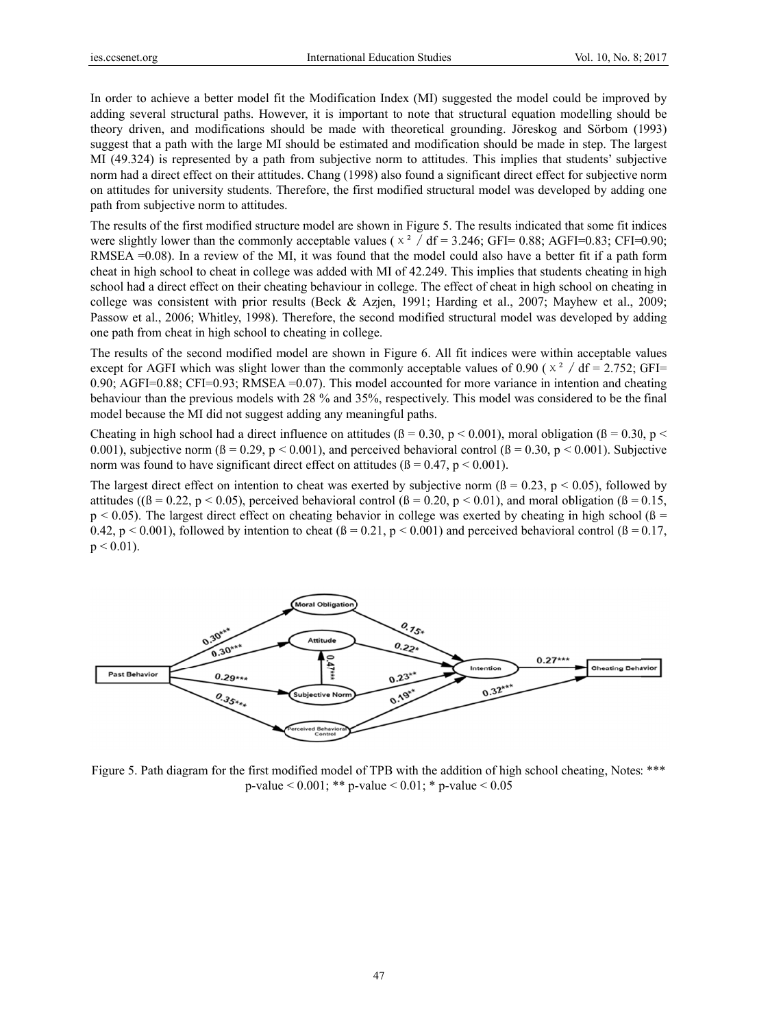In order to achieve a better model fit the Modification Index (MI) suggested the model could be improved by adding several structural paths. However, it is important to note that structural equation modelling should be theory driven, and modifications should be made with theoretical grounding. Jöreskog and Sörbom (1993) suggest that a path with the large MI should be estimated and modification should be made in step. The largest MI (49.324) is represented by a path from subjective norm to attitudes. This implies that students' subjective norm had a direct effect on their attitudes. Chang (1998) also found a significant direct effect for subjective norm on attitudes for university students. Therefore, the first modified structural model was developed by adding one path from subjective norm to attitudes.

The results of the first modified structure model are shown in Figure 5. The results indicated that some fit indices were slightly lower than the commonly acceptable values ($\chi^2$ / df = 3.246; GFI= 0.88; AGFI=0.83; CFI=0.90; RMSEA =0.08). In a review of the MI, it was found that the model could also have a better fit if a path form cheat in high school to cheat in college was added with MI of 42.249. This implies that students cheating in high school had a direct effect on their cheating behaviour in college. The effect of cheat in high school on cheating in college was consistent with prior results (Beck & Azjen, 1991; Harding et al., 2007; Mayhew et al., 2009; Passow et al., 2006; Whitley, 1998). Therefore, the second modified structural model was developed by adding one path from cheat in high school to cheating in college.

The results of the second modified model are shown in Figure 6. All fit indices were within acceptable values except for AGFI which was slight lower than the commonly acceptable values of 0.90 ($\chi^2$ / df = 2.752; GFI= 0.90; AGFI=0.88; CFI=0.93; RMSEA =0.07). This model accounted for more variance in intention and cheating behaviour than the previous models with 28 % and 35%, respectively. This model was considered to be the final model because the MI did not suggest adding any meaningful paths.

Cheating in high school had a direct influence on attitudes ($\beta = 0.30$, $p < 0.001$), moral obligation ($\beta = 0.30$, $p < 0.001$), subjective norm ($\beta = 0.29$, $p < 0.001$), and perceived behavioral control ($\beta = 0.30$, $p < 0.001$). Subjective norm was found to have significant direct effect on attitudes ($\beta = 0.47$, $p < 0.001$).

The largest direct effect on intention to cheat was exerted by subjective norm ($\beta = 0.23$, $p < 0.05$), followed by attitudes (($\beta = 0.22$, $p < 0.05$), perceived behavioral control ($\beta = 0.20$, $p < 0.01$), and moral obligation ($\beta = 0.15$, $p < 0.05$). The largest direct effect on cheating behavior in college was exerted by cheating in high school ($\beta = 0.42$, $p < 0.001$), followed by intention to cheat ($\beta = 0.21$, $p < 0.001$) and perceived behavioral control ($\beta = 0.17$, $p < 0.01$).

Figure 5. Path diagram for the first modified model of TPB with the addition of high school cheating, Notes: *** p-value < 0.001; ** p-value < 0.01; * p-value < 0.05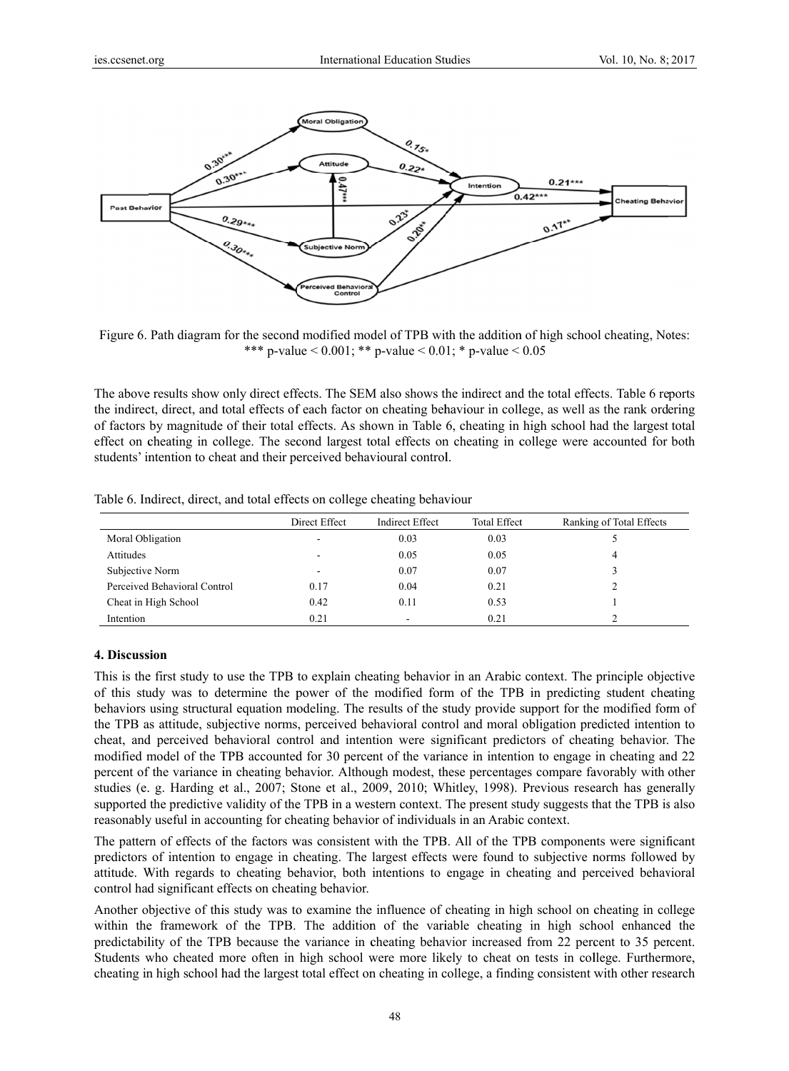Figure 6. Path diagram for the second modified model of TPB with the addition of high school cheating, Notes: *** p-value < 0.001; ** p-value < 0.01; * p-value < 0.05

The above results show only direct effects. The SEM also shows the indirect and the total effects. Table 6 reports the indirect, direct, and total effects of each factor on cheating behaviour in college, as well as the rank ordering of factors by magnitude of their total effects. As shown in Table 6, cheating in high school had the largest total effect on cheating in college. The second largest total effects on cheating in college were accounted for both students' intention to cheat and their perceived behavioural control.

Table 6. Indirect, direct, and total effects on college cheating behaviour

| | Direct Effect | Indirect Effect | Total Effect | Ranking of Total Effects |
|---|---|---|---|---|
| Moral Obligation | - | 0.03 | 0.03 | 5 |
| Attitudes | - | 0.05 | 0.05 | 4 |
| Subjective Norm | - | 0.07 | 0.07 | 3 |
| Perceived Behavioral Control | 0.17 | 0.04 | 0.21 | 2 |
| Cheat in High School | 0.42 | 0.11 | 0.53 | 1 |
| Intention | 0.21 | - | 0.21 | 2 |

## 4. Discussion

This is the first study to use the TPB to explain cheating behavior in an Arabic context. The principle objective of this study was to determine the power of the modified form of the TPB in predicting student cheating behaviors using structural equation modeling. The results of the study provide support for the modified form of the TPB as attitude, subjective norms, perceived behavioral control and moral obligation predicted intention to cheat, and perceived behavioral control and intention were significant predictors of cheating behavior. The modified model of the TPB accounted for 30 percent of the variance in intention to engage in cheating and 22 percent of the variance in cheating behavior. Although modest, these percentages compare favorably with other studies (e. g. Harding et al., 2007; Stone et al., 2009, 2010; Whitley, 1998). Previous research has generally supported the predictive validity of the TPB in a western context. The present study suggests that the TPB is also reasonably useful in accounting for cheating behavior of individuals in an Arabic context.

The pattern of effects of the factors was consistent with the TPB. All of the TPB components were significant predictors of intention to engage in cheating. The largest effects were found to subjective norms followed by attitude. With regards to cheating behavior, both intentions to engage in cheating and perceived behavioral control had significant effects on cheating behavior.

Another objective of this study was to examine the influence of cheating in high school on cheating in college within the framework of the TPB. The addition of the variable cheating in high school enhanced the predictability of the TPB because the variance in cheating behavior increased from 22 percent to 35 percent. Students who cheated more often in high school were more likely to cheat on tests in college. Furthermore, cheating in high school had the largest total effect on cheating in college, a finding consistent with other research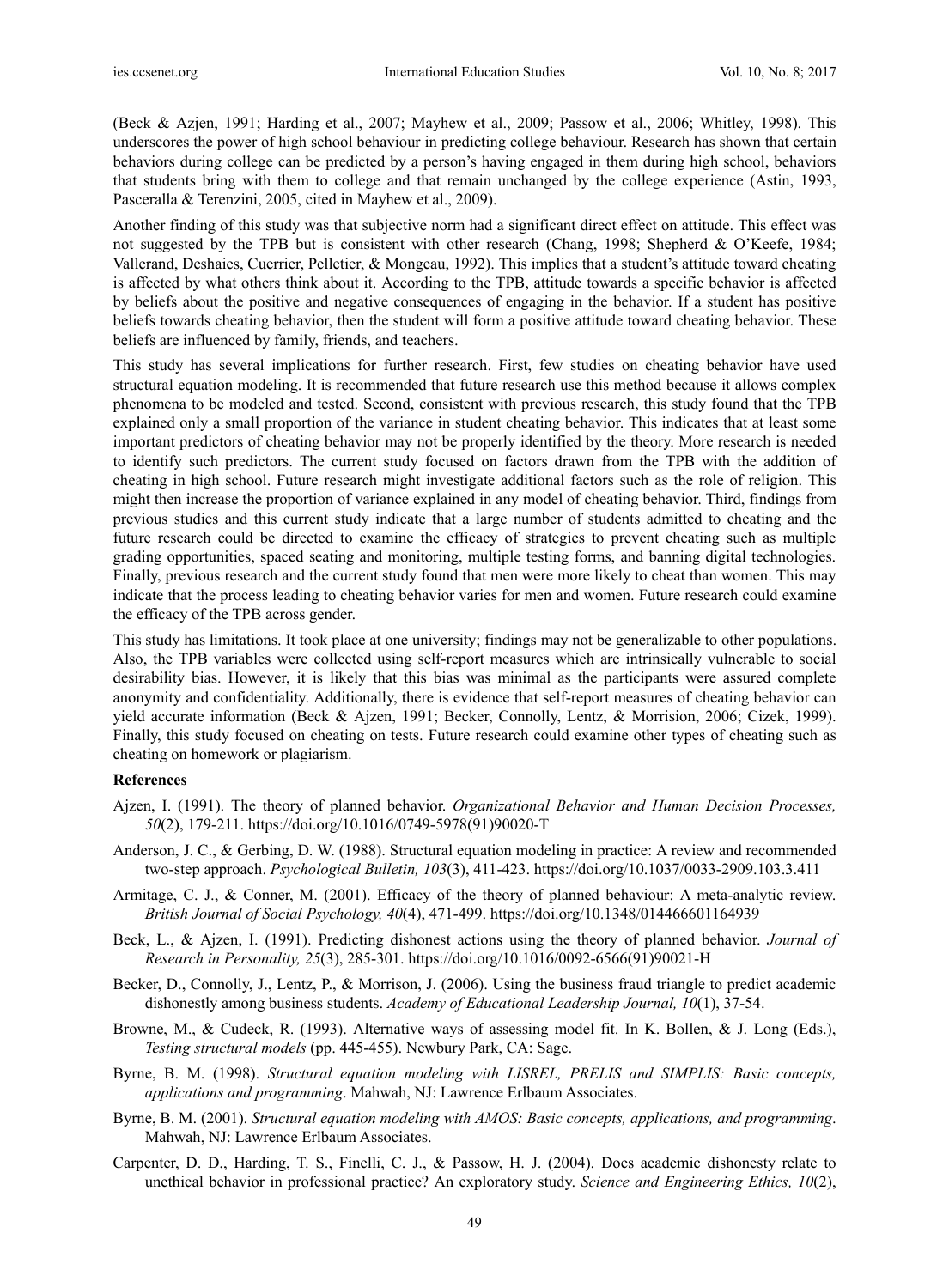(Beck & Azjen, 1991; Harding et al., 2007; Mayhew et al., 2009; Passow et al., 2006; Whitley, 1998). This underscores the power of high school behaviour in predicting college behaviour. Research has shown that certain behaviors during college can be predicted by a person's having engaged in them during high school, behaviors that students bring with them to college and that remain unchanged by the college experience (Astin, 1993, Pasceralla & Terenzini, 2005, cited in Mayhew et al., 2009).

Another finding of this study was that subjective norm had a significant direct effect on attitude. This effect was not suggested by the TPB but is consistent with other research (Chang, 1998; Shepherd & O'Keefe, 1984; Vallerand, Deshaies, Cuerrier, Pelletier, & Mongeau, 1992). This implies that a student's attitude toward cheating is affected by what others think about it. According to the TPB, attitude towards a specific behavior is affected by beliefs about the positive and negative consequences of engaging in the behavior. If a student has positive beliefs towards cheating behavior, then the student will form a positive attitude toward cheating behavior. These beliefs are influenced by family, friends, and teachers.

This study has several implications for further research. First, few studies on cheating behavior have used structural equation modeling. It is recommended that future research use this method because it allows complex phenomena to be modeled and tested. Second, consistent with previous research, this study found that the TPB explained only a small proportion of the variance in student cheating behavior. This indicates that at least some important predictors of cheating behavior may not be properly identified by the theory. More research is needed to identify such predictors. The current study focused on factors drawn from the TPB with the addition of cheating in high school. Future research might investigate additional factors such as the role of religion. This might then increase the proportion of variance explained in any model of cheating behavior. Third, findings from previous studies and this current study indicate that a large number of students admitted to cheating and the future research could be directed to examine the efficacy of strategies to prevent cheating such as multiple grading opportunities, spaced seating and monitoring, multiple testing forms, and banning digital technologies. Finally, previous research and the current study found that men were more likely to cheat than women. This may indicate that the process leading to cheating behavior varies for men and women. Future research could examine the efficacy of the TPB across gender.

This study has limitations. It took place at one university; findings may not be generalizable to other populations. Also, the TPB variables were collected using self-report measures which are intrinsically vulnerable to social desirability bias. However, it is likely that this bias was minimal as the participants were assured complete anonymity and confidentiality. Additionally, there is evidence that self-report measures of cheating behavior can yield accurate information (Beck & Ajzen, 1991; Becker, Connolly, Lentz, & Morrision, 2006; Cizek, 1999). Finally, this study focused on cheating on tests. Future research could examine other types of cheating such as cheating on homework or plagiarism.

### References

Ajzen, I. (1991). The theory of planned behavior. *Organizational Behavior and Human Decision Processes, 50*(2), 179-211. https://doi.org/10.1016/0749-5978(91)90020-T

Anderson, J. C., & Gerbing, D. W. (1988). Structural equation modeling in practice: A review and recommended two-step approach. *Psychological Bulletin, 103*(3), 411-423. https://doi.org/10.1037/0033-2909.103.3.411

Armitage, C. J., & Conner, M. (2001). Efficacy of the theory of planned behaviour: A meta-analytic review. *British Journal of Social Psychology, 40*(4), 471-499. https://doi.org/10.1348/014466601164939

Beck, L., & Ajzen, I. (1991). Predicting dishonest actions using the theory of planned behavior. *Journal of Research in Personality, 25*(3), 285-301. https://doi.org/10.1016/0092-6566(91)90021-H

Becker, D., Connolly, J., Lentz, P., & Morrison, J. (2006). Using the business fraud triangle to predict academic dishonestly among business students. *Academy of Educational Leadership Journal, 10*(1), 37-54.

Browne, M., & Cudeck, R. (1993). Alternative ways of assessing model fit. In K. Bollen, & J. Long (Eds.), *Testing structural models* (pp. 445-455). Newbury Park, CA: Sage.

Byrne, B. M. (1998). *Structural equation modeling with LISREL, PRELIS and SIMPLIS: Basic concepts, applications and programming*. Mahwah, NJ: Lawrence Erlbaum Associates.

Byrne, B. M. (2001). *Structural equation modeling with AMOS: Basic concepts, applications, and programming*. Mahwah, NJ: Lawrence Erlbaum Associates.

Carpenter, D. D., Harding, T. S., Finelli, C. J., & Passow, H. J. (2004). Does academic dishonesty relate to unethical behavior in professional practice? An exploratory study. *Science and Engineering Ethics, 10*(2),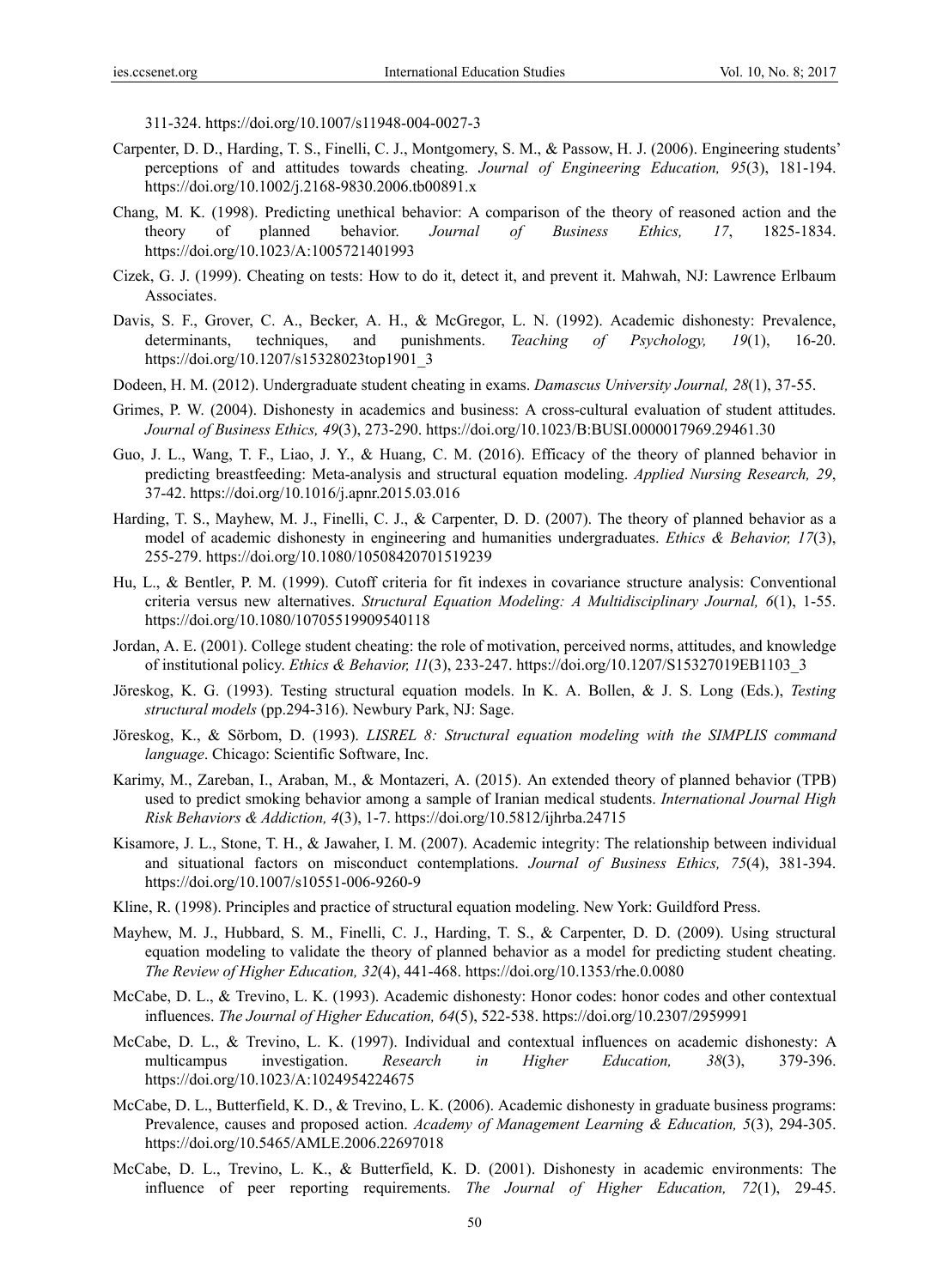311-324. https://doi.org/10.1007/s11948-004-0027-3

Carpenter, D. D., Harding, T. S., Finelli, C. J., Montgomery, S. M., & Passow, H. J. (2006). Engineering students' perceptions of and attitudes towards cheating. *Journal of Engineering Education, 95*(3), 181-194. https://doi.org/10.1002/j.2168-9830.2006.tb00891.x

Chang, M. K. (1998). Predicting unethical behavior: A comparison of the theory of reasoned action and the theory of planned behavior. *Journal of Business Ethics, 17*, 1825-1834. https://doi.org/10.1023/A:1005721401993

Cizek, G. J. (1999). Cheating on tests: How to do it, detect it, and prevent it. Mahwah, NJ: Lawrence Erlbaum Associates.

Davis, S. F., Grover, C. A., Becker, A. H., & McGregor, L. N. (1992). Academic dishonesty: Prevalence, determinants, techniques, and punishments. *Teaching of Psychology, 19*(1), 16-20. https://doi.org/10.1207/s15328023top1901_3

Dodeen, H. M. (2012). Undergraduate student cheating in exams. *Damascus University Journal, 28*(1), 37-55.

Grimes, P. W. (2004). Dishonesty in academics and business: A cross-cultural evaluation of student attitudes. *Journal of Business Ethics, 49*(3), 273-290. https://doi.org/10.1023/B:BUSI.0000017969.29461.30

Guo, J. L., Wang, T. F., Liao, J. Y., & Huang, C. M. (2016). Efficacy of the theory of planned behavior in predicting breastfeeding: Meta-analysis and structural equation modeling. *Applied Nursing Research, 29*, 37-42. https://doi.org/10.1016/j.apnr.2015.03.016

Harding, T. S., Mayhew, M. J., Finelli, C. J., & Carpenter, D. D. (2007). The theory of planned behavior as a model of academic dishonesty in engineering and humanities undergraduates. *Ethics & Behavior, 17*(3), 255-279. https://doi.org/10.1080/10508420701519239

Hu, L., & Bentler, P. M. (1999). Cutoff criteria for fit indexes in covariance structure analysis: Conventional criteria versus new alternatives. *Structural Equation Modeling: A Multidisciplinary Journal, 6*(1), 1-55. https://doi.org/10.1080/10705519909540118

Jordan, A. E. (2001). College student cheating: the role of motivation, perceived norms, attitudes, and knowledge of institutional policy. *Ethics & Behavior, 11*(3), 233-247. https://doi.org/10.1207/S15327019EB1103_3

Jöreskog, K. G. (1993). Testing structural equation models. In K. A. Bollen, & J. S. Long (Eds.), *Testing structural models* (pp.294-316). Newbury Park, NJ: Sage.

Jöreskog, K., & Sörbom, D. (1993). *LISREL 8: Structural equation modeling with the SIMPLIS command language*. Chicago: Scientific Software, Inc.

Karimy, M., Zareban, I., Araban, M., & Montazeri, A. (2015). An extended theory of planned behavior (TPB) used to predict smoking behavior among a sample of Iranian medical students. *International Journal High Risk Behaviors & Addiction, 4*(3), 1-7. https://doi.org/10.5812/ijhrba.24715

Kisamore, J. L., Stone, T. H., & Jawaher, I. M. (2007). Academic integrity: The relationship between individual and situational factors on misconduct contemplations. *Journal of Business Ethics, 75*(4), 381-394. https://doi.org/10.1007/s10551-006-9260-9

Kline, R. (1998). Principles and practice of structural equation modeling. New York: Guildford Press.

Mayhew, M. J., Hubbard, S. M., Finelli, C. J., Harding, T. S., & Carpenter, D. D. (2009). Using structural equation modeling to validate the theory of planned behavior as a model for predicting student cheating. *The Review of Higher Education, 32*(4), 441-468. https://doi.org/10.1353/rhe.0.0080

McCabe, D. L., & Trevino, L. K. (1993). Academic dishonesty: Honor codes: honor codes and other contextual influences. *The Journal of Higher Education, 64*(5), 522-538. https://doi.org/10.2307/2959991

McCabe, D. L., & Trevino, L. K. (1997). Individual and contextual influences on academic dishonesty: A multicampus investigation. *Research in Higher Education, 38*(3), 379-396. https://doi.org/10.1023/A:1024954224675

McCabe, D. L., Butterfield, K. D., & Trevino, L. K. (2006). Academic dishonesty in graduate business programs: Prevalence, causes and proposed action. *Academy of Management Learning & Education, 5*(3), 294-305. https://doi.org/10.5465/AMLE.2006.22697018

McCabe, D. L., Trevino, L. K., & Butterfield, K. D. (2001). Dishonesty in academic environments: The influence of peer reporting requirements. *The Journal of Higher Education, 72*(1), 29-45.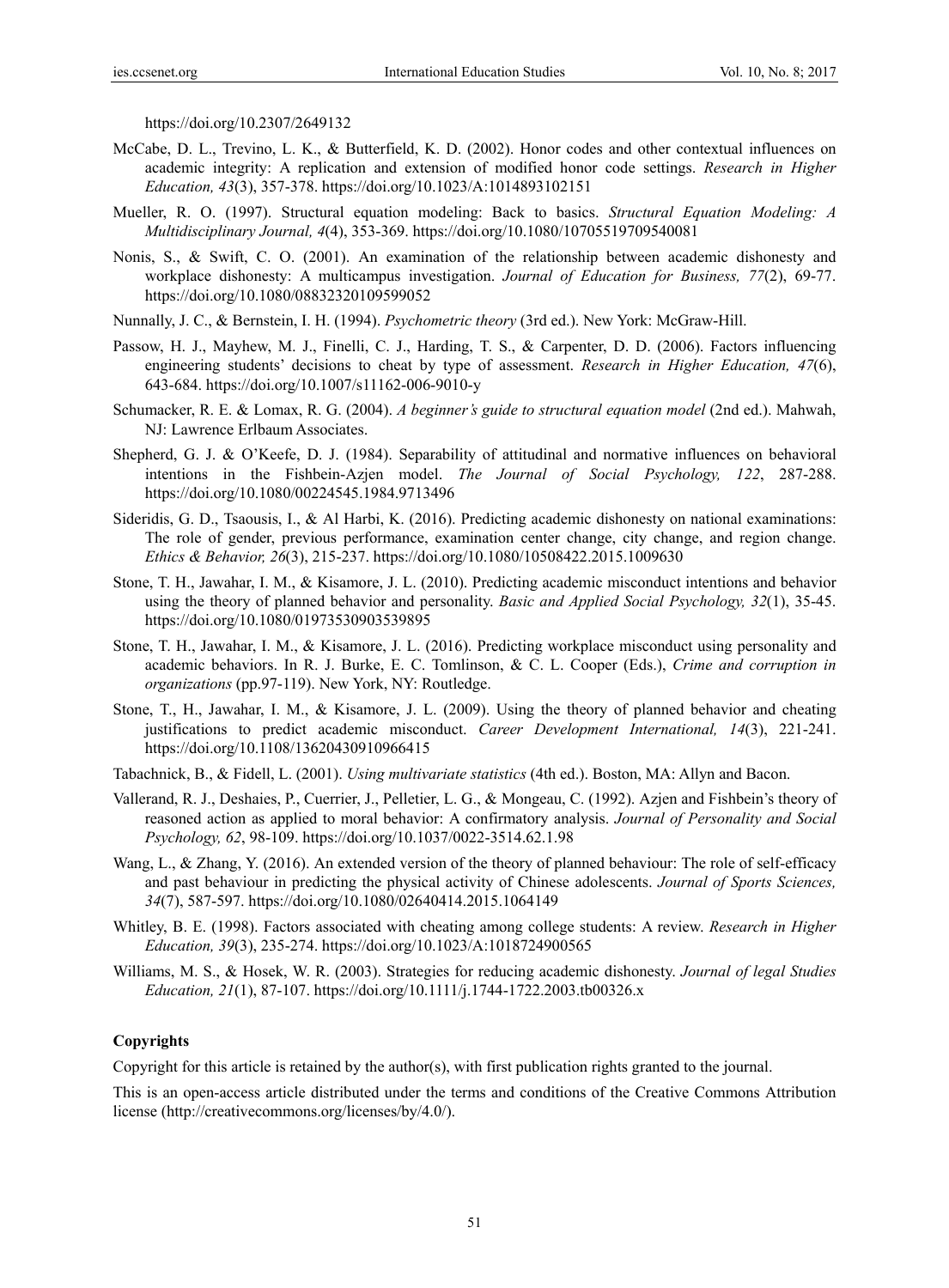https://doi.org/10.2307/2649132

McCabe, D. L., Trevino, L. K., & Butterfield, K. D. (2002). Honor codes and other contextual influences on academic integrity: A replication and extension of modified honor code settings. *Research in Higher Education, 43*(3), 357-378. https://doi.org/10.1023/A:1014893102151

Mueller, R. O. (1997). Structural equation modeling: Back to basics. *Structural Equation Modeling: A Multidisciplinary Journal, 4*(4), 353-369. https://doi.org/10.1080/10705519709540081

Nonis, S., & Swift, C. O. (2001). An examination of the relationship between academic dishonesty and workplace dishonesty: A multicampus investigation. *Journal of Education for Business, 77*(2), 69-77. https://doi.org/10.1080/08832320109599052

Nunnally, J. C., & Bernstein, I. H. (1994). *Psychometric theory* (3rd ed.). New York: McGraw-Hill.

Passow, H. J., Mayhew, M. J., Finelli, C. J., Harding, T. S., & Carpenter, D. D. (2006). Factors influencing engineering students' decisions to cheat by type of assessment. *Research in Higher Education, 47*(6), 643-684. https://doi.org/10.1007/s11162-006-9010-y

Schumacker, R. E. & Lomax, R. G. (2004). *A beginner's guide to structural equation model* (2nd ed.). Mahwah, NJ: Lawrence Erlbaum Associates.

Shepherd, G. J. & O'Keefe, D. J. (1984). Separability of attitudinal and normative influences on behavioral intentions in the Fishbein-Azjen model. *The Journal of Social Psychology, 122*, 287-288. https://doi.org/10.1080/00224545.1984.9713496

Sideridis, G. D., Tsaousis, I., & Al Harbi, K. (2016). Predicting academic dishonesty on national examinations: The role of gender, previous performance, examination center change, city change, and region change. *Ethics & Behavior, 26*(3), 215-237. https://doi.org/10.1080/10508422.2015.1009630

Stone, T. H., Jawahar, I. M., & Kisamore, J. L. (2010). Predicting academic misconduct intentions and behavior using the theory of planned behavior and personality. *Basic and Applied Social Psychology, 32*(1), 35-45. https://doi.org/10.1080/01973530903539895

Stone, T. H., Jawahar, I. M., & Kisamore, J. L. (2016). Predicting workplace misconduct using personality and academic behaviors. In R. J. Burke, E. C. Tomlinson, & C. L. Cooper (Eds.), *Crime and corruption in organizations* (pp.97-119). New York, NY: Routledge.

Stone, T., H., Jawahar, I. M., & Kisamore, J. L. (2009). Using the theory of planned behavior and cheating justifications to predict academic misconduct. *Career Development International, 14*(3), 221-241. https://doi.org/10.1108/13620430910966415

Tabachnick, B., & Fidell, L. (2001). *Using multivariate statistics* (4th ed.). Boston, MA: Allyn and Bacon.

Vallerand, R. J., Deshaies, P., Cuerrier, J., Pelletier, L. G., & Mongeau, C. (1992). Azjen and Fishbein's theory of reasoned action as applied to moral behavior: A confirmatory analysis. *Journal of Personality and Social Psychology, 62*, 98-109. https://doi.org/10.1037/0022-3514.62.1.98

Wang, L., & Zhang, Y. (2016). An extended version of the theory of planned behaviour: The role of self-efficacy and past behaviour in predicting the physical activity of Chinese adolescents. *Journal of Sports Sciences, 34*(7), 587-597. https://doi.org/10.1080/02640414.2015.1064149

Whitley, B. E. (1998). Factors associated with cheating among college students: A review. *Research in Higher Education, 39*(3), 235-274. https://doi.org/10.1023/A:1018724900565

Williams, M. S., & Hosek, W. R. (2003). Strategies for reducing academic dishonesty. *Journal of legal Studies Education, 21*(1), 87-107. https://doi.org/10.1111/j.1744-1722.2003.tb00326.x

**Copyrights**

Copyright for this article is retained by the author(s), with first publication rights granted to the journal.

This is an open-access article distributed under the terms and conditions of the Creative Commons Attribution license (http://creativecommons.org/licenses/by/4.0/).